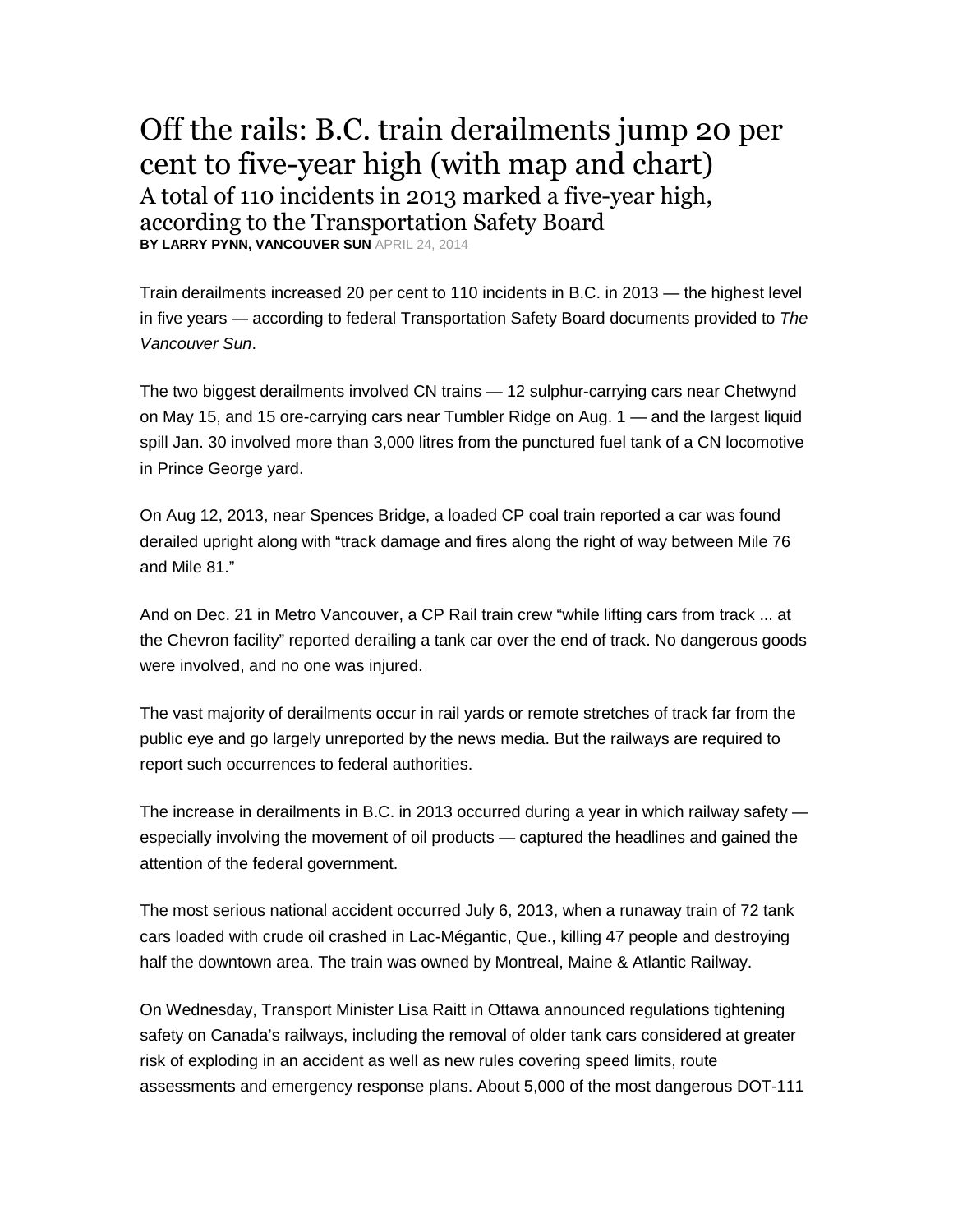# Off the rails: B.C. train derailments jump 20 per cent to five-year high (with map and chart)

## A total of 110 incidents in 2013 marked a five-year high, according to the Transportation Safety Board

**BY LARRY PYNN, VANCOUVER SUN** APRIL 24, 2014

Train derailments increased 20 per cent to 110 incidents in B.C. in 2013 — the highest level in five years — according to federal Transportation Safety Board documents provided to *The Vancouver Sun*.

The two biggest derailments involved CN trains — 12 sulphur-carrying cars near Chetwynd on May 15, and 15 ore-carrying cars near Tumbler Ridge on Aug. 1 — and the largest liquid spill Jan. 30 involved more than 3,000 litres from the punctured fuel tank of a CN locomotive in Prince George yard.

On Aug 12, 2013, near Spences Bridge, a loaded CP coal train reported a car was found derailed upright along with "track damage and fires along the right of way between Mile 76 and Mile 81."

And on Dec. 21 in Metro Vancouver, a CP Rail train crew "while lifting cars from track ... at the Chevron facility" reported derailing a tank car over the end of track. No dangerous goods were involved, and no one was injured.

The vast majority of derailments occur in rail yards or remote stretches of track far from the public eye and go largely unreported by the news media. But the railways are required to report such occurrences to federal authorities.

The increase in derailments in B.C. in 2013 occurred during a year in which railway safety — especially involving the movement of oil products — captured the headlines and gained the attention of the federal government.

The most serious national accident occurred July 6, 2013, when a runaway train of 72 tank cars loaded with crude oil crashed in Lac-Mégantic, Que., killing 47 people and destroying half the downtown area. The train was owned by Montreal, Maine & Atlantic Railway.

On Wednesday, Transport Minister Lisa Raitt in Ottawa announced regulations tightening safety on Canada's railways, including the removal of older tank cars considered at greater risk of exploding in an accident as well as new rules covering speed limits, route assessments and emergency response plans. About 5,000 of the most dangerous DOT-111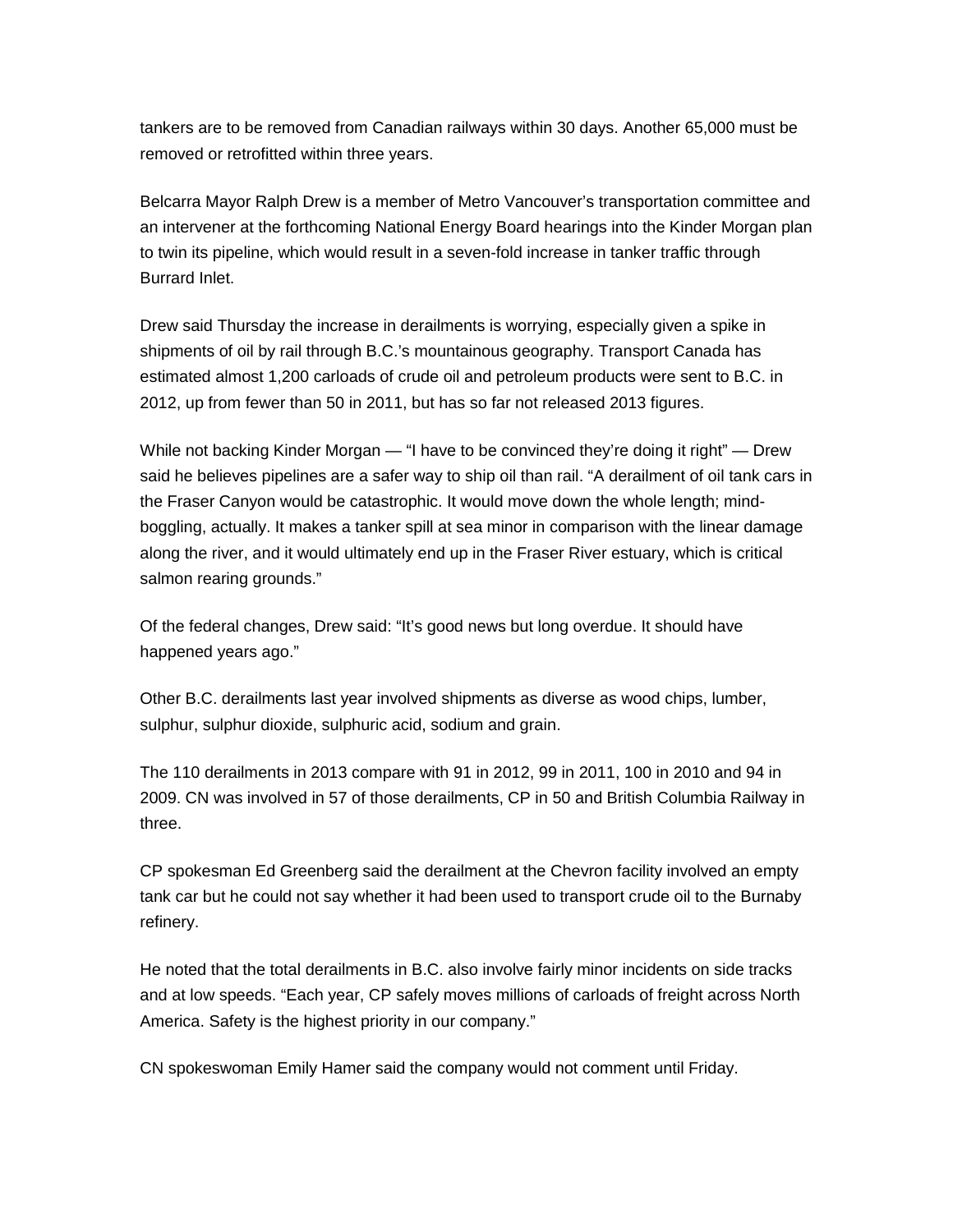tankers are to be removed from Canadian railways within 30 days. Another 65,000 must be removed or retrofitted within three years.

Belcarra Mayor Ralph Drew is a member of Metro Vancouver's transportation committee and an intervener at the forthcoming National Energy Board hearings into the Kinder Morgan plan to twin its pipeline, which would result in a seven-fold increase in tanker traffic through Burrard Inlet.

Drew said Thursday the increase in derailments is worrying, especially given a spike in shipments of oil by rail through B.C.'s mountainous geography. Transport Canada has estimated almost 1,200 carloads of crude oil and petroleum products were sent to B.C. in 2012, up from fewer than 50 in 2011, but has so far not released 2013 figures.

While not backing Kinder Morgan — "I have to be convinced they're doing it right" — Drew said he believes pipelines are a safer way to ship oil than rail. "A derailment of oil tank cars in the Fraser Canyon would be catastrophic. It would move down the whole length; mind-boggling, actually. It makes a tanker spill at sea minor in comparison with the linear damage along the river, and it would ultimately end up in the Fraser River estuary, which is critical salmon rearing grounds."

Of the federal changes, Drew said: "It's good news but long overdue. It should have happened years ago."

Other B.C. derailments last year involved shipments as diverse as wood chips, lumber, sulphur, sulphur dioxide, sulphuric acid, sodium and grain.

The 110 derailments in 2013 compare with 91 in 2012, 99 in 2011, 100 in 2010 and 94 in 2009. CN was involved in 57 of those derailments, CP in 50 and British Columbia Railway in three.

CP spokesman Ed Greenberg said the derailment at the Chevron facility involved an empty tank car but he could not say whether it had been used to transport crude oil to the Burnaby refinery.

He noted that the total derailments in B.C. also involve fairly minor incidents on side tracks and at low speeds. "Each year, CP safely moves millions of carloads of freight across North America. Safety is the highest priority in our company."

CN spokeswoman Emily Hamer said the company would not comment until Friday.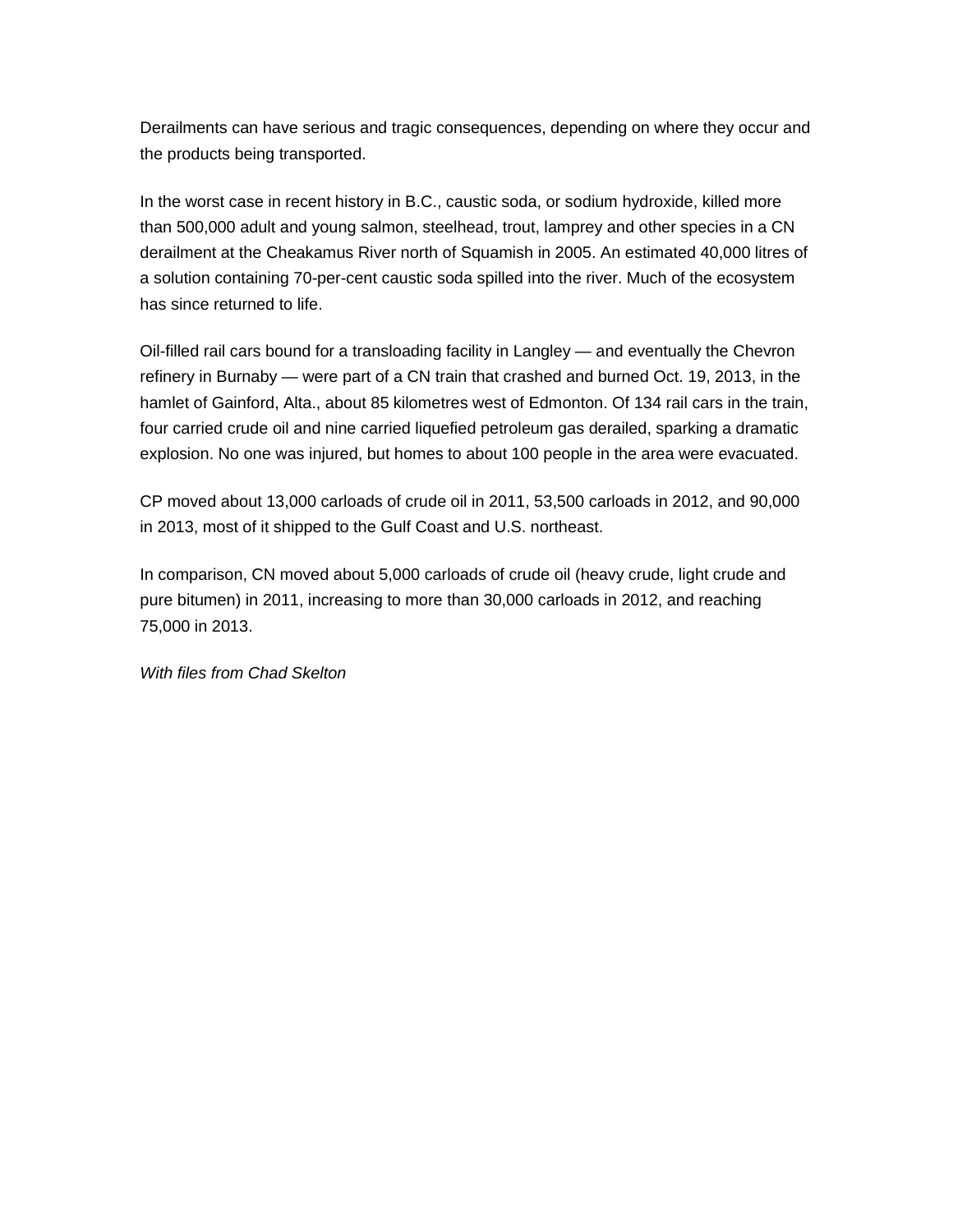Derailments can have serious and tragic consequences, depending on where they occur and the products being transported.

In the worst case in recent history in B.C., caustic soda, or sodium hydroxide, killed more than 500,000 adult and young salmon, steelhead, trout, lamprey and other species in a CN derailment at the Cheakamus River north of Squamish in 2005. An estimated 40,000 litres of a solution containing 70-per-cent caustic soda spilled into the river. Much of the ecosystem has since returned to life.

Oil-filled rail cars bound for a transloading facility in Langley — and eventually the Chevron refinery in Burnaby — were part of a CN train that crashed and burned Oct. 19, 2013, in the hamlet of Gainford, Alta., about 85 kilometres west of Edmonton. Of 134 rail cars in the train, four carried crude oil and nine carried liquefied petroleum gas derailed, sparking a dramatic explosion. No one was injured, but homes to about 100 people in the area were evacuated.

CP moved about 13,000 carloads of crude oil in 2011, 53,500 carloads in 2012, and 90,000 in 2013, most of it shipped to the Gulf Coast and U.S. northeast.

In comparison, CN moved about 5,000 carloads of crude oil (heavy crude, light crude and pure bitumen) in 2011, increasing to more than 30,000 carloads in 2012, and reaching 75,000 in 2013.

*With files from Chad Skelton*